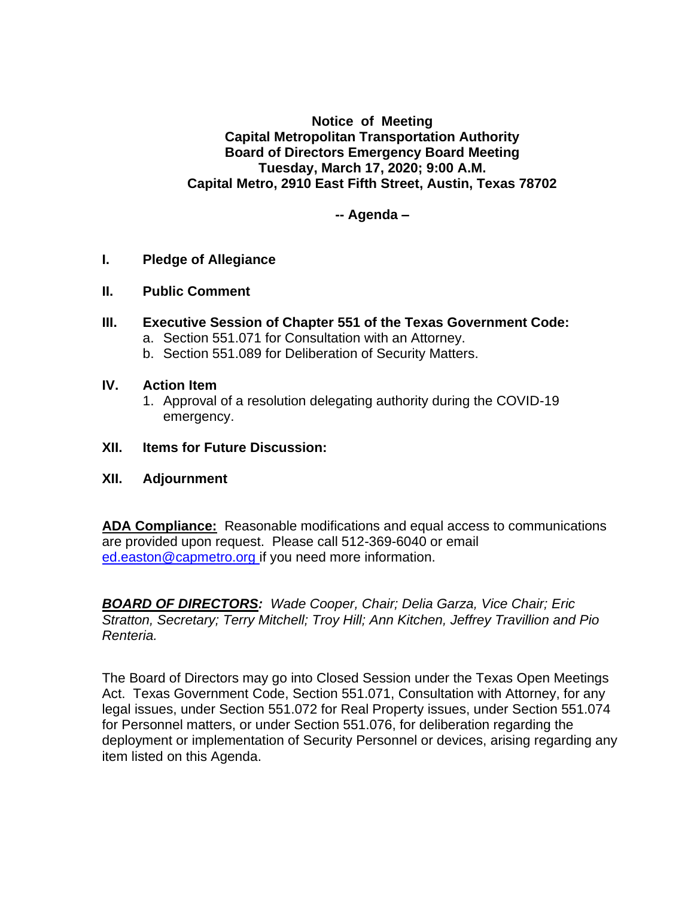**Notice of Meeting**
**Capital Metropolitan Transportation Authority**
**Board of Directors Emergency Board Meeting**
**Tuesday, March 17, 2020; 9:00 A.M.**
**Capital Metro, 2910 East Fifth Street, Austin, Texas 78702**

**-- Agenda –**

**I. Pledge of Allegiance**

**II. Public Comment**

**III. Executive Session of Chapter 551 of the Texas Government Code:**

a. Section 551.071 for Consultation with an Attorney.
b. Section 551.089 for Deliberation of Security Matters.

**IV. Action Item**

1. Approval of a resolution delegating authority during the COVID-19 emergency.

**XII. Items for Future Discussion:**

**XII. Adjournment**

**<u>ADA Compliance:</u>** Reasonable modifications and equal access to communications are provided upon request. Please call 512-369-6040 or email ed.easton@capmetro.org if you need more information.

***<u>BOARD OF DIRECTORS</u>:*** *Wade Cooper, Chair; Delia Garza, Vice Chair; Eric Stratton, Secretary; Terry Mitchell; Troy Hill; Ann Kitchen, Jeffrey Travillion and Pio Renteria.*

The Board of Directors may go into Closed Session under the Texas Open Meetings Act. Texas Government Code, Section 551.071, Consultation with Attorney, for any legal issues, under Section 551.072 for Real Property issues, under Section 551.074 for Personnel matters, or under Section 551.076, for deliberation regarding the deployment or implementation of Security Personnel or devices, arising regarding any item listed on this Agenda.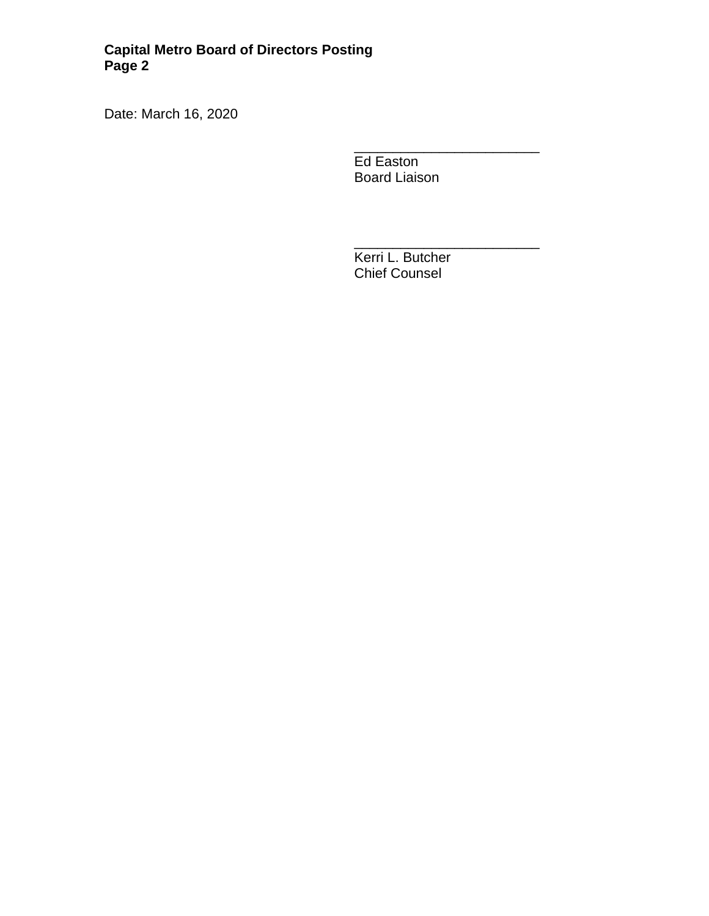Date: March 16, 2020

\_\_\_\_\_\_\_\_\_\_\_\_\_\_\_\_\_\_\_\_\_\_\_\_
Ed Easton
Board Liaison

\_\_\_\_\_\_\_\_\_\_\_\_\_\_\_\_\_\_\_\_\_\_\_\_
Kerri L. Butcher
Chief Counsel